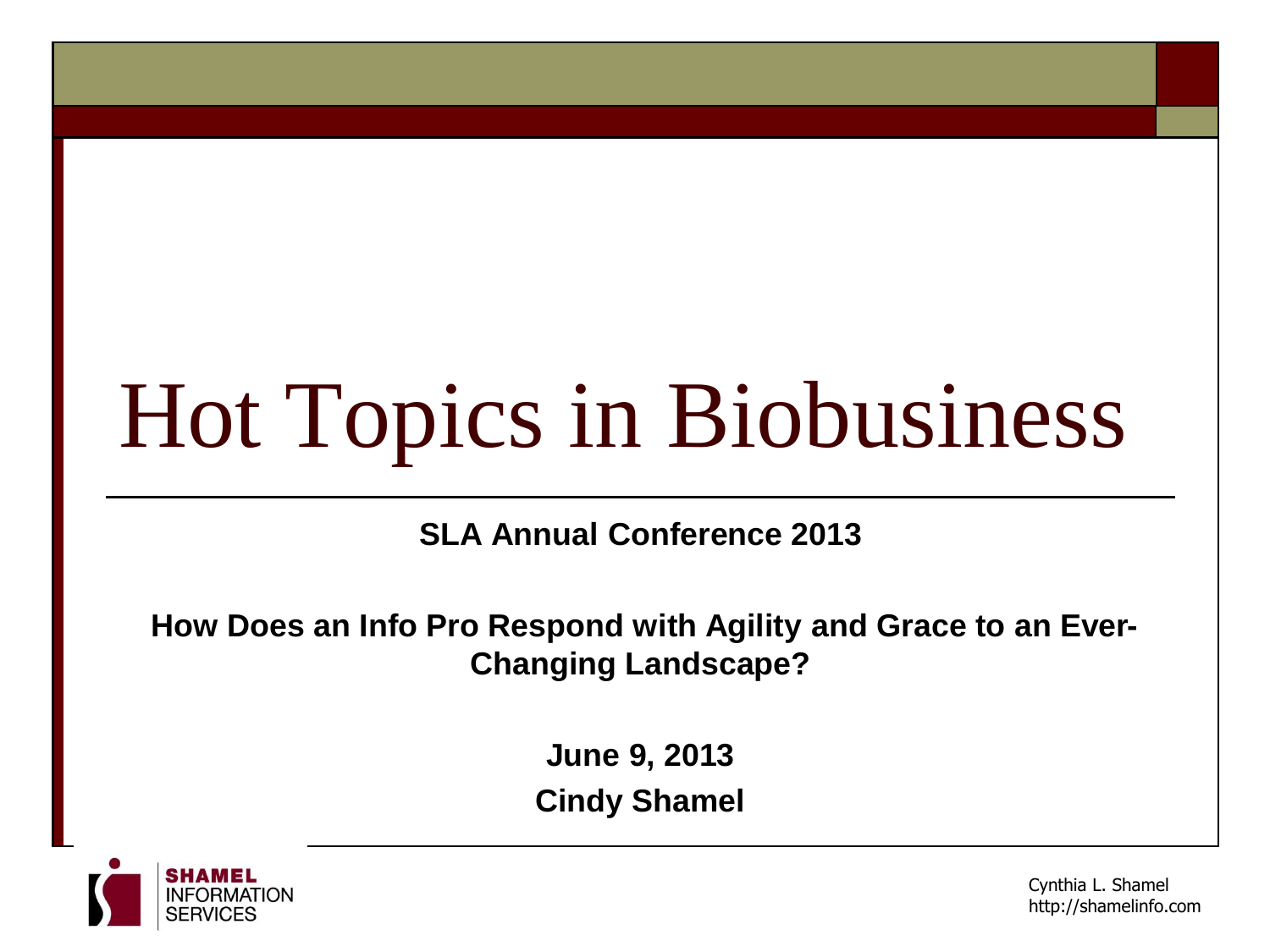# Hot Topics in Biobusiness

**SLA Annual Conference 2013**

**How Does an Info Pro Respond with Agility and Grace to an Ever-Changing Landscape?**

**June 9, 2013**

**Cindy Shamel**

SHAMEL INFORMATION SERVICES

Cynthia L. Shamel
http://shamelinfo.com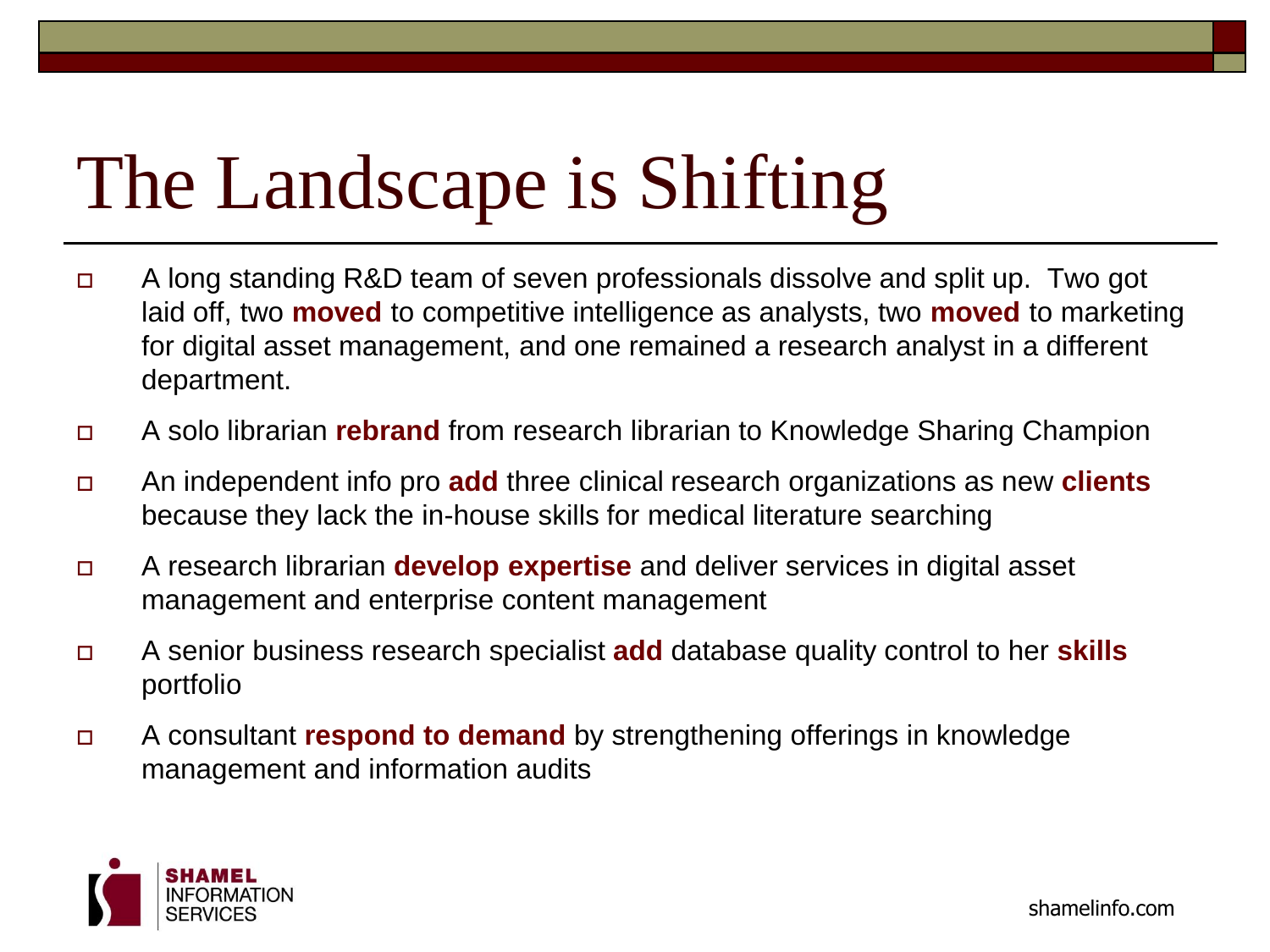# The Landscape is Shifting

- A long standing R&D team of seven professionals dissolve and split up.  Two got laid off, two **moved** to competitive intelligence as analysts, two **moved** to marketing for digital asset management, and one remained a research analyst in a different department.
- A solo librarian **rebrand** from research librarian to Knowledge Sharing Champion
- An independent info pro **add** three clinical research organizations as new **clients** because they lack the in-house skills for medical literature searching
- A research librarian **develop expertise** and deliver services in digital asset management and enterprise content management
- A senior business research specialist **add** database quality control to her **skills** portfolio
- A consultant **respond to demand** by strengthening offerings in knowledge management and information audits

SHAMEL INFORMATION SERVICES

shamelinfo.com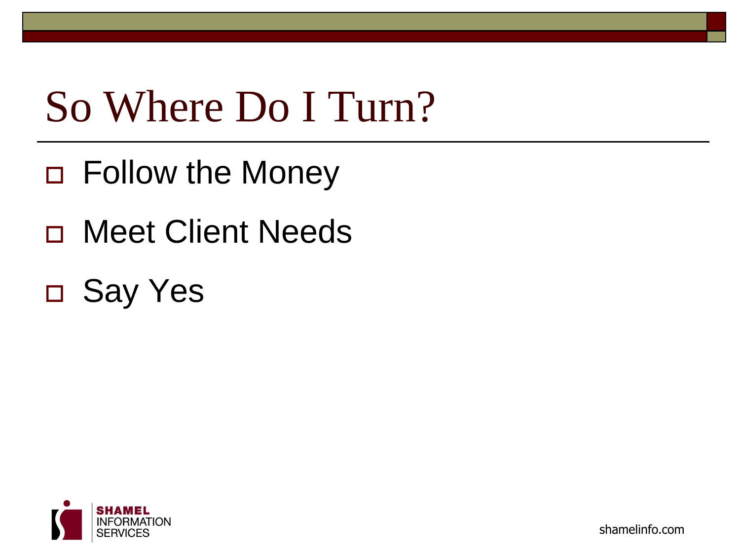# So Where Do I Turn?

- Follow the Money
- Meet Client Needs
- Say Yes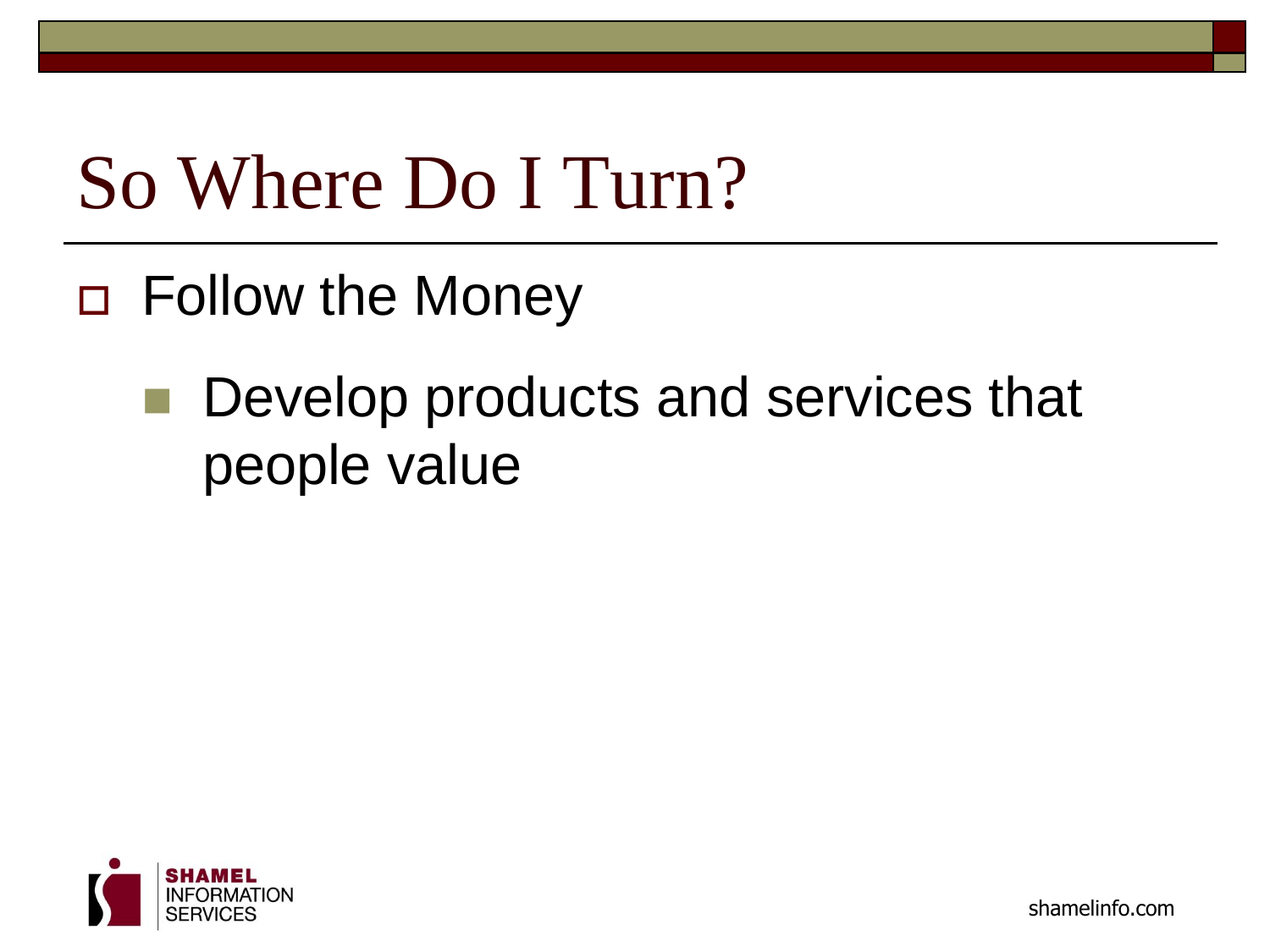# So Where Do I Turn?

- Follow the Money
  - Develop products and services that people value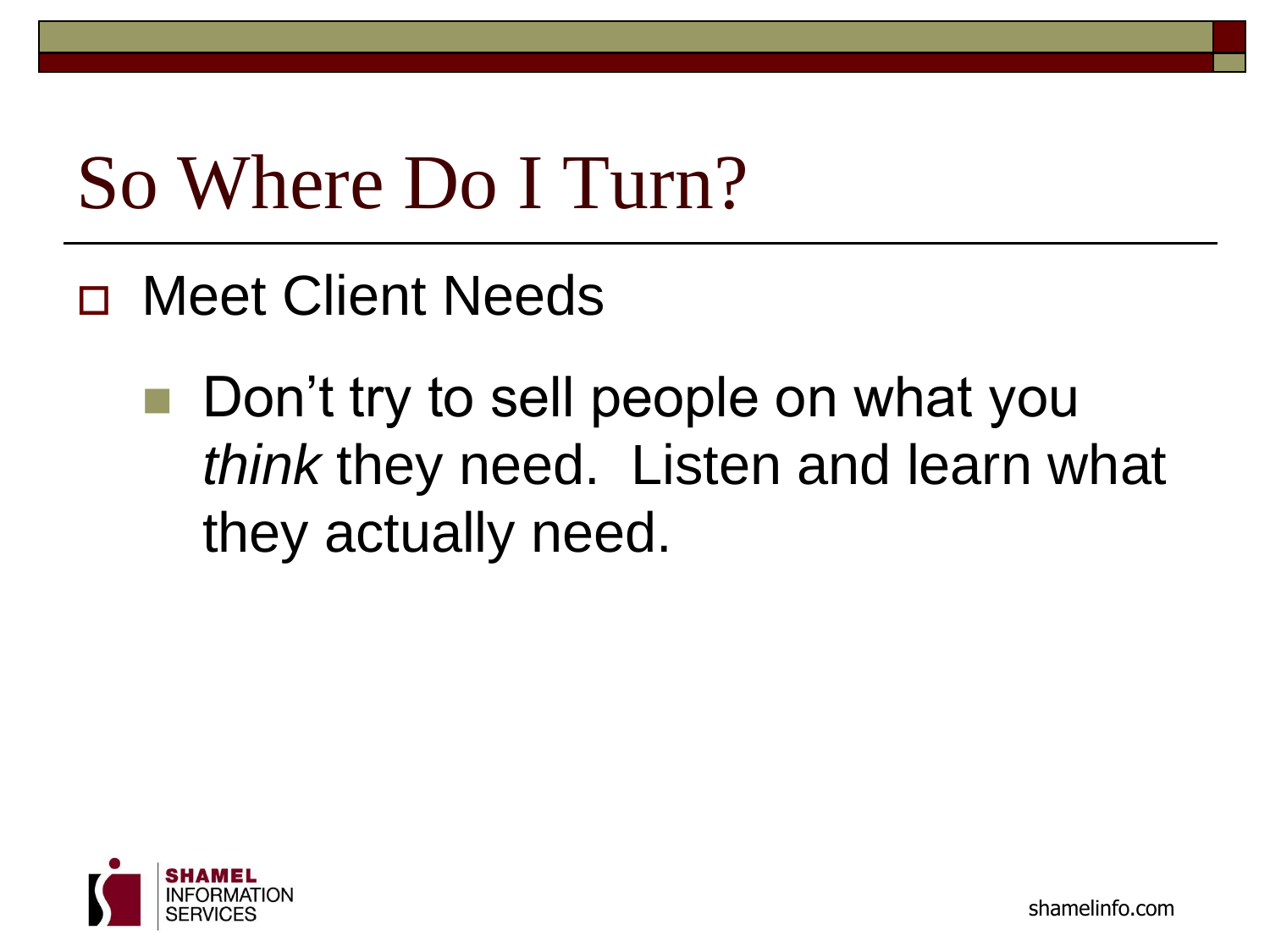# So Where Do I Turn?

- Meet Client Needs
  - Don't try to sell people on what you *think* they need. Listen and learn what they actually need.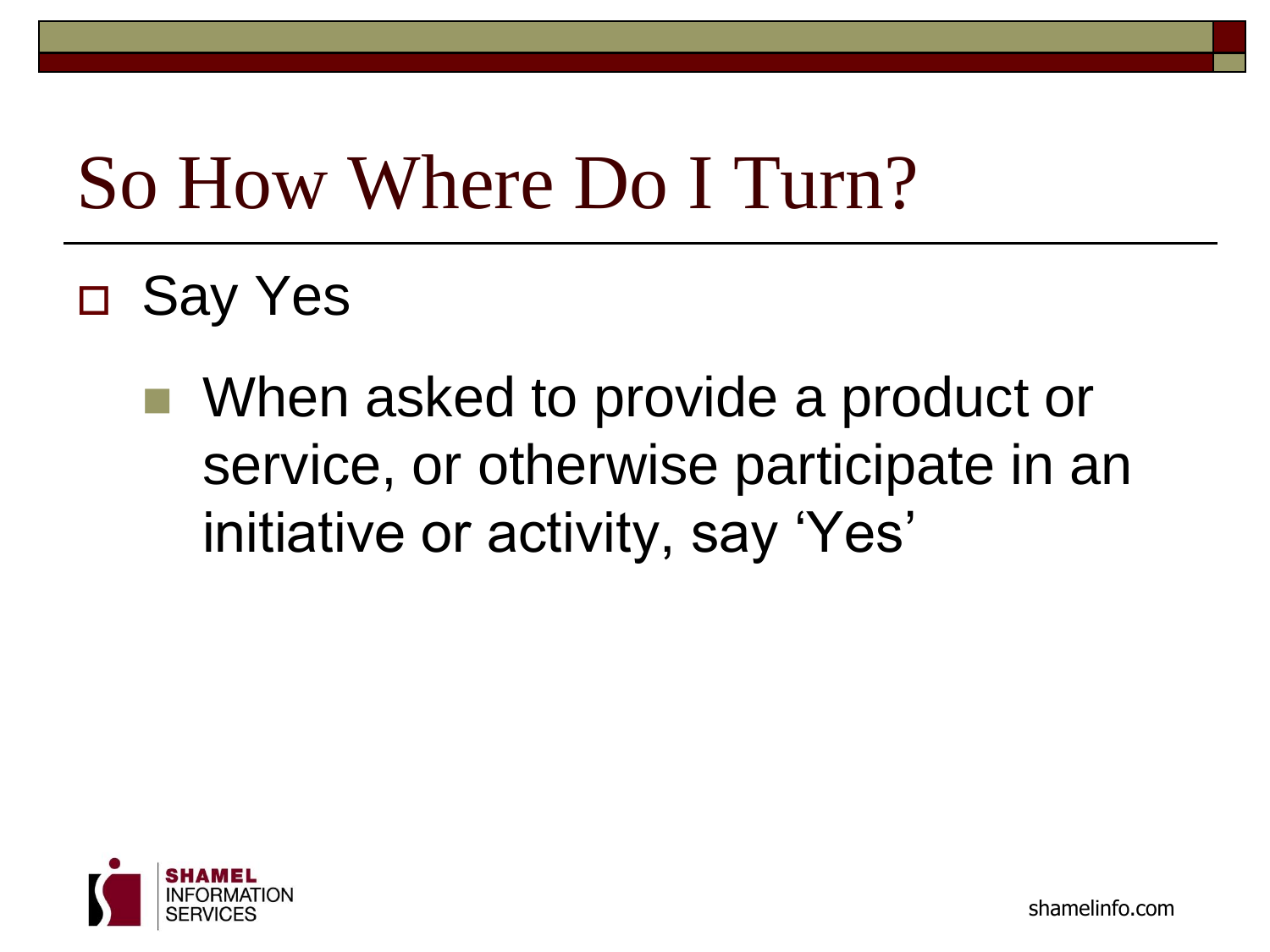# So How Where Do I Turn?

- Say Yes
  - When asked to provide a product or service, or otherwise participate in an initiative or activity, say ‘Yes’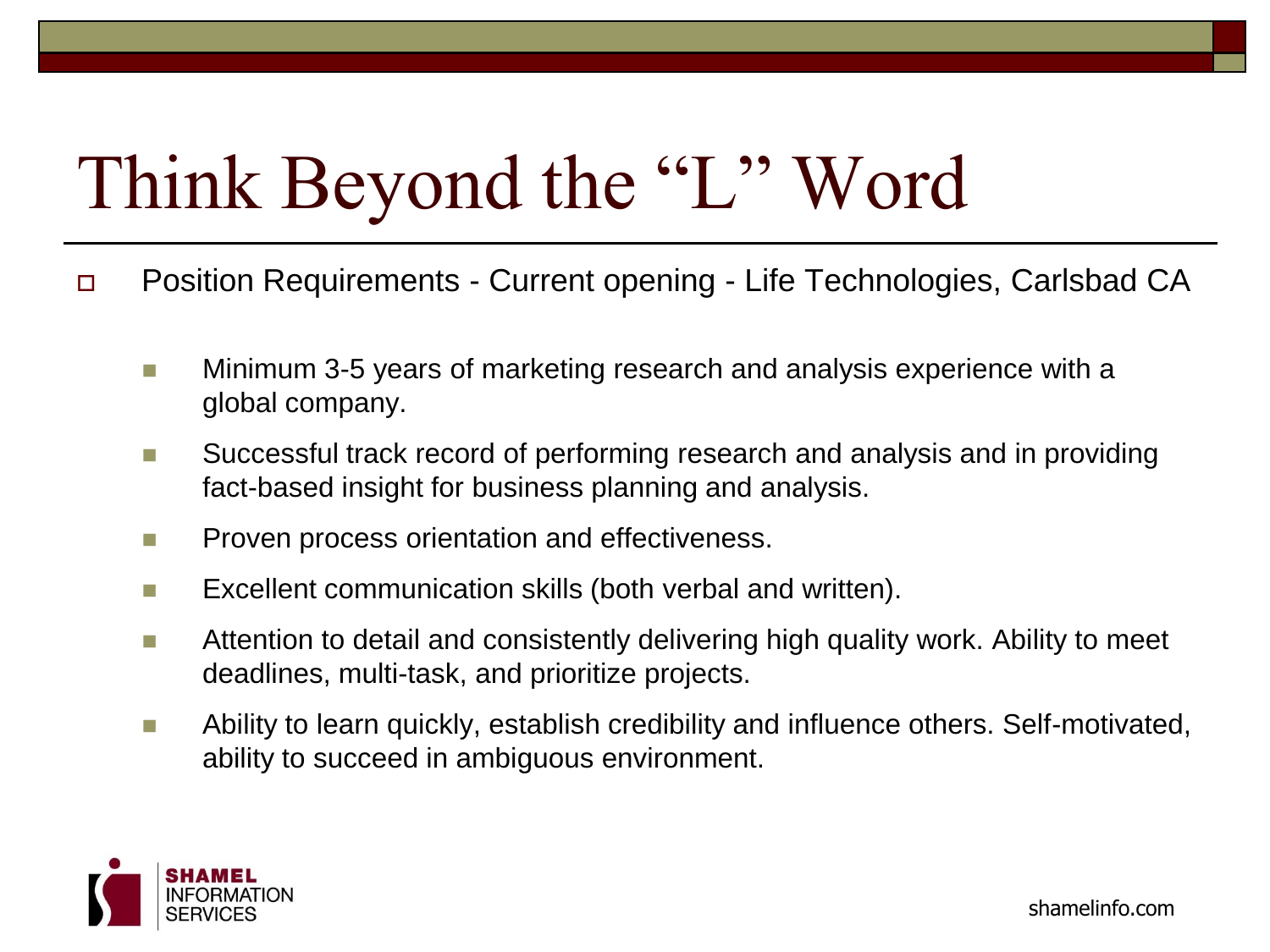# Think Beyond the "L" Word

- Position Requirements - Current opening - Life Technologies, Carlsbad CA
  - Minimum 3-5 years of marketing research and analysis experience with a global company.
  - Successful track record of performing research and analysis and in providing fact-based insight for business planning and analysis.
  - Proven process orientation and effectiveness.
  - Excellent communication skills (both verbal and written).
  - Attention to detail and consistently delivering high quality work. Ability to meet deadlines, multi-task, and prioritize projects.
  - Ability to learn quickly, establish credibility and influence others. Self-motivated, ability to succeed in ambiguous environment.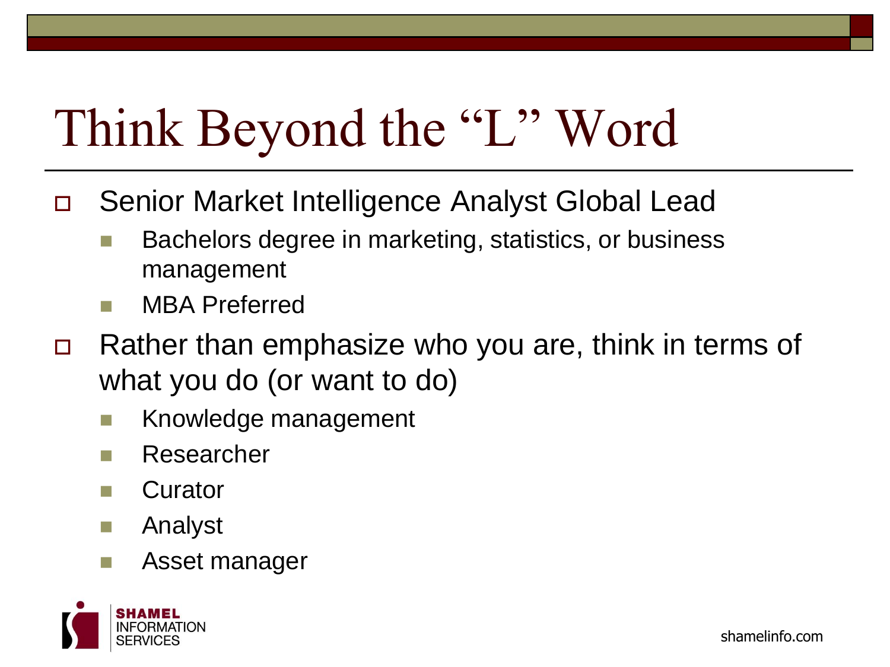# Think Beyond the "L" Word

- Senior Market Intelligence Analyst Global Lead
  - Bachelors degree in marketing, statistics, or business management
  - MBA Preferred
- Rather than emphasize who you are, think in terms of what you do (or want to do)
  - Knowledge management
  - Researcher
  - Curator
  - Analyst
  - Asset manager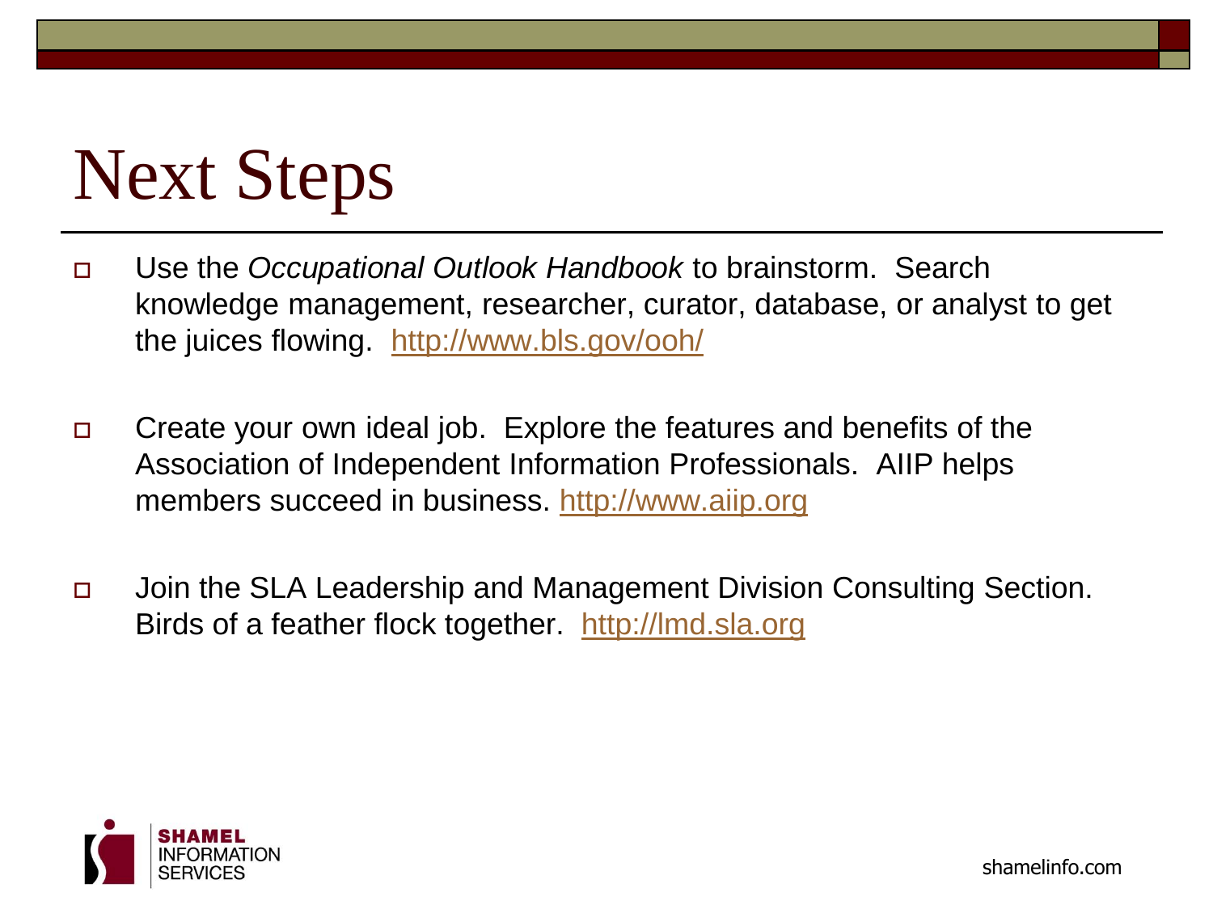# Next Steps

- Use the *Occupational Outlook Handbook* to brainstorm. Search knowledge management, researcher, curator, database, or analyst to get the juices flowing. http://www.bls.gov/ooh/

- Create your own ideal job. Explore the features and benefits of the Association of Independent Information Professionals. AIIP helps members succeed in business. http://www.aiip.org

- Join the SLA Leadership and Management Division Consulting Section. Birds of a feather flock together. http://lmd.sla.org

SHAMEL INFORMATION SERVICES

shamelinfo.com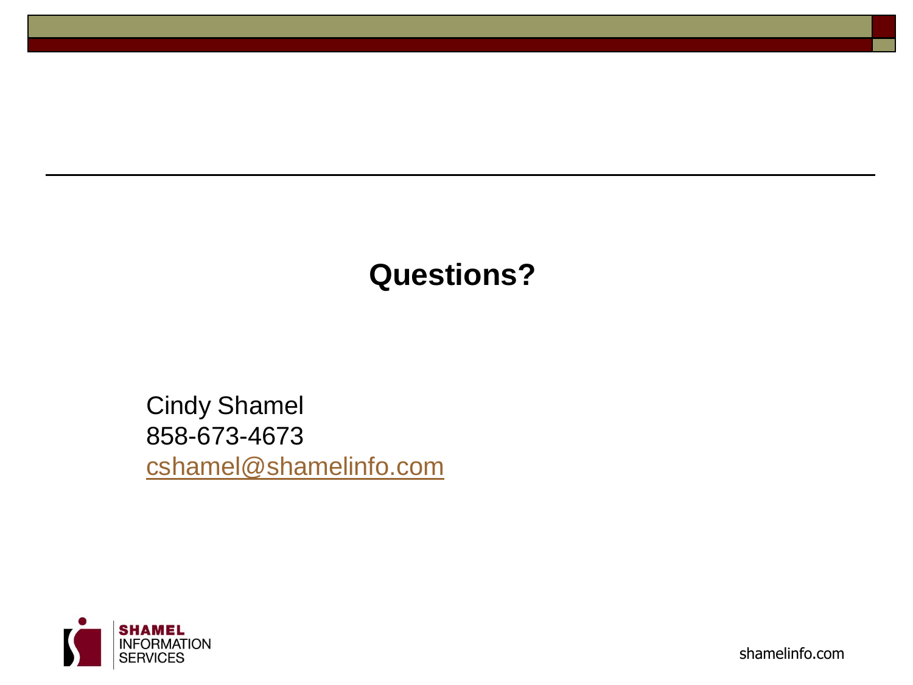## Questions?

Cindy Shamel
858-673-4673
cshamel@shamelinfo.com

SHAMEL INFORMATION SERVICES

shamelinfo.com